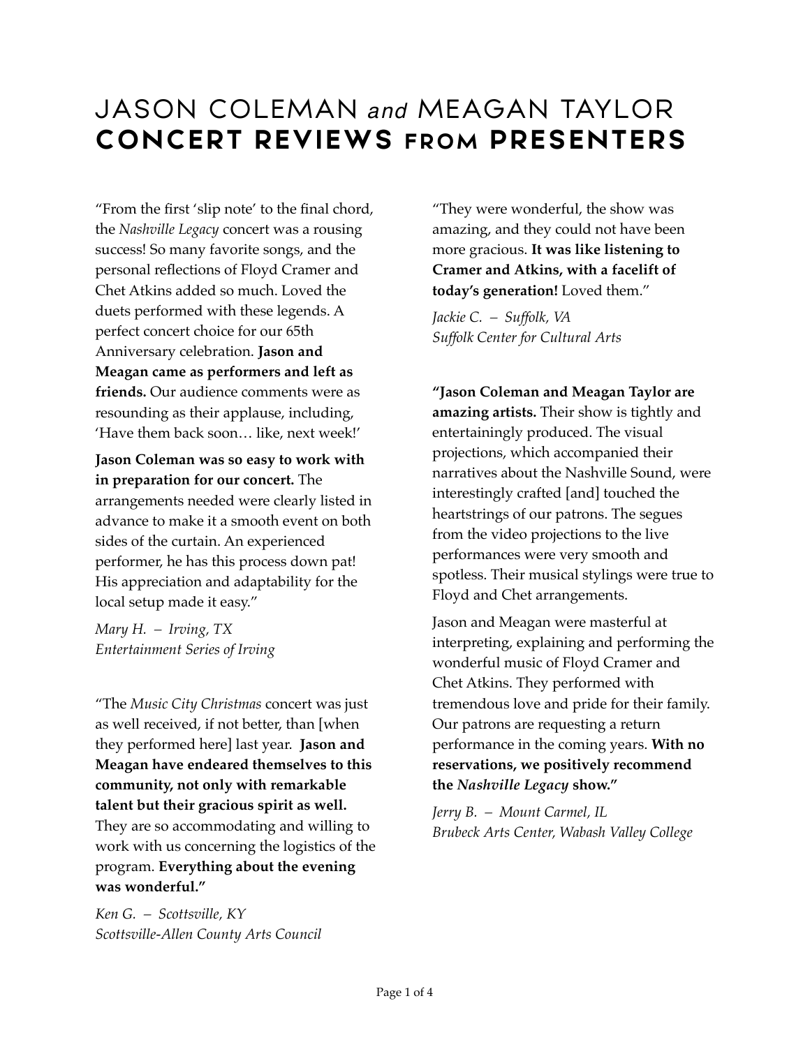# JASON COLEMAN *and* MEAGAN TAYLOR
# CONCERT REVIEWS FROM PRESENTERS

"From the first 'slip note' to the final chord, the *Nashville Legacy* concert was a rousing success! So many favorite songs, and the personal reflections of Floyd Cramer and Chet Atkins added so much. Loved the duets performed with these legends. A perfect concert choice for our 65th Anniversary celebration. **Jason and Meagan came as performers and left as friends.** Our audience comments were as resounding as their applause, including, 'Have them back soon… like, next week!'

**Jason Coleman was so easy to work with in preparation for our concert.** The arrangements needed were clearly listed in advance to make it a smooth event on both sides of the curtain. An experienced performer, he has this process down pat! His appreciation and adaptability for the local setup made it easy."

*Mary H. – Irving, TX*
*Entertainment Series of Irving*

"The *Music City Christmas* concert was just as well received, if not better, than [when they performed here] last year. **Jason and Meagan have endeared themselves to this community, not only with remarkable talent but their gracious spirit as well.** They are so accommodating and willing to work with us concerning the logistics of the program. **Everything about the evening was wonderful."**

*Ken G. – Scottsville, KY*
*Scottsville-Allen County Arts Council*

"They were wonderful, the show was amazing, and they could not have been more gracious. **It was like listening to Cramer and Atkins, with a facelift of today's generation!** Loved them."

*Jackie C. – Suffolk, VA*
*Suffolk Center for Cultural Arts*

**"Jason Coleman and Meagan Taylor are amazing artists.** Their show is tightly and entertainingly produced. The visual projections, which accompanied their narratives about the Nashville Sound, were interestingly crafted [and] touched the heartstrings of our patrons. The segues from the video projections to the live performances were very smooth and spotless. Their musical stylings were true to Floyd and Chet arrangements.

Jason and Meagan were masterful at interpreting, explaining and performing the wonderful music of Floyd Cramer and Chet Atkins. They performed with tremendous love and pride for their family. Our patrons are requesting a return performance in the coming years. **With no reservations, we positively recommend the *Nashville Legacy* show."**

*Jerry B. – Mount Carmel, IL*
*Brubeck Arts Center, Wabash Valley College*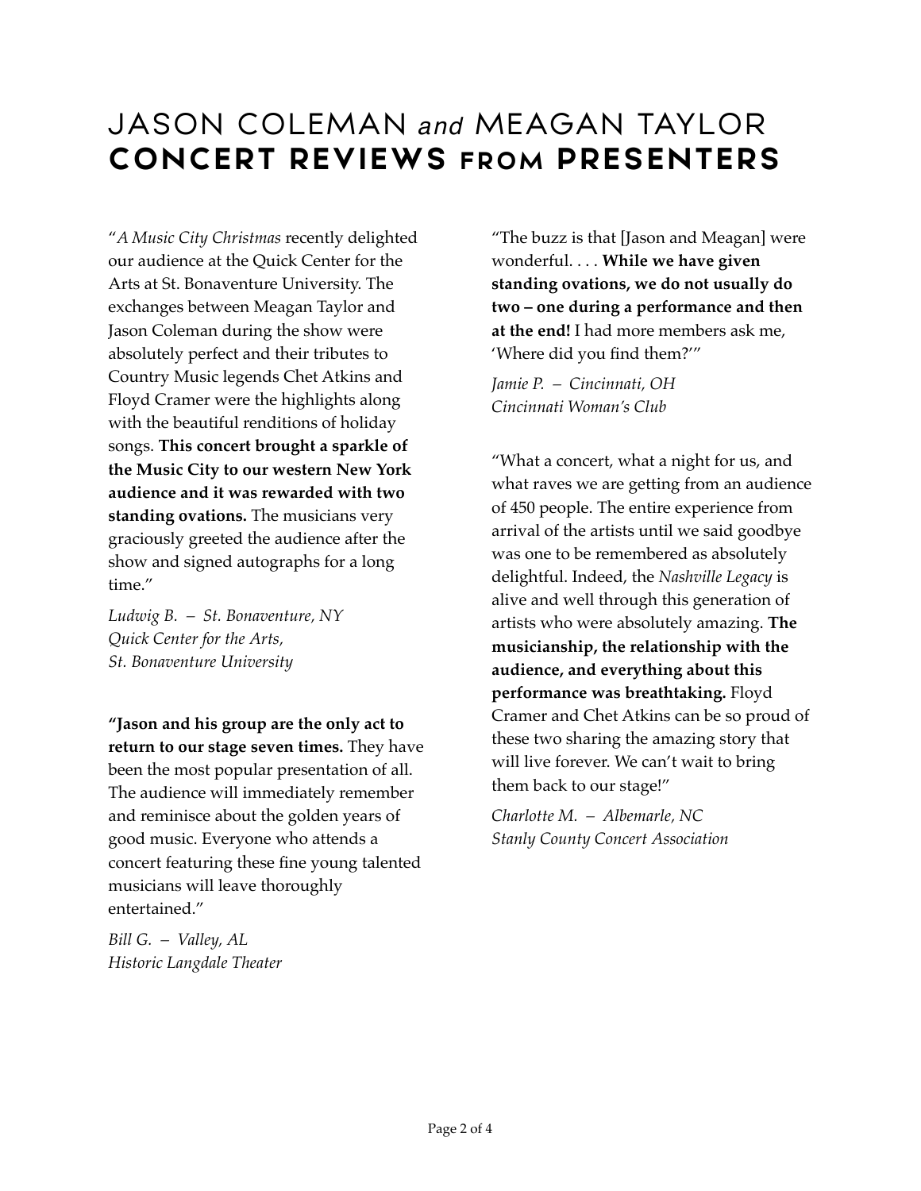# JASON COLEMAN *and* MEAGAN TAYLOR
# CONCERT REVIEWS FROM PRESENTERS

"*A Music City Christmas* recently delighted our audience at the Quick Center for the Arts at St. Bonaventure University. The exchanges between Meagan Taylor and Jason Coleman during the show were absolutely perfect and their tributes to Country Music legends Chet Atkins and Floyd Cramer were the highlights along with the beautiful renditions of holiday songs. **This concert brought a sparkle of the Music City to our western New York audience and it was rewarded with two standing ovations.** The musicians very graciously greeted the audience after the show and signed autographs for a long time."

*Ludwig B. – St. Bonaventure, NY*
*Quick Center for the Arts,*
*St. Bonaventure University*

**"Jason and his group are the only act to return to our stage seven times.** They have been the most popular presentation of all. The audience will immediately remember and reminisce about the golden years of good music. Everyone who attends a concert featuring these fine young talented musicians will leave thoroughly entertained."

*Bill G. – Valley, AL*
*Historic Langdale Theater*

"The buzz is that [Jason and Meagan] were wonderful. . . . **While we have given standing ovations, we do not usually do two – one during a performance and then at the end!** I had more members ask me, 'Where did you find them?'"

*Jamie P. – Cincinnati, OH*
*Cincinnati Woman's Club*

"What a concert, what a night for us, and what raves we are getting from an audience of 450 people. The entire experience from arrival of the artists until we said goodbye was one to be remembered as absolutely delightful. Indeed, the *Nashville Legacy* is alive and well through this generation of artists who were absolutely amazing. **The musicianship, the relationship with the audience, and everything about this performance was breathtaking.** Floyd Cramer and Chet Atkins can be so proud of these two sharing the amazing story that will live forever. We can't wait to bring them back to our stage!"

*Charlotte M. – Albemarle, NC*
*Stanly County Concert Association*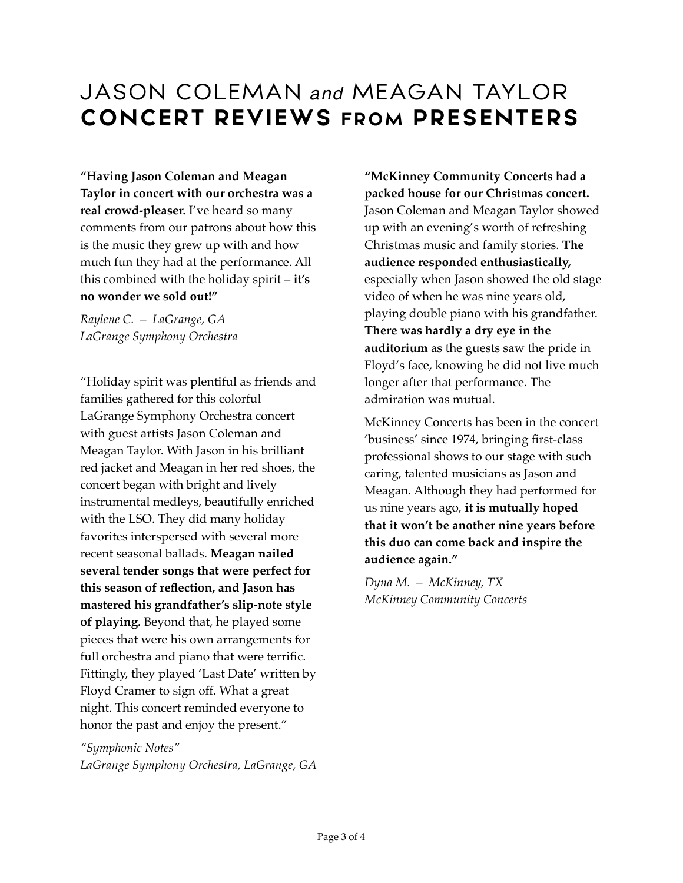# JASON COLEMAN *and* MEAGAN TAYLOR
# CONCERT REVIEWS FROM PRESENTERS

**"Having Jason Coleman and Meagan Taylor in concert with our orchestra was a real crowd-pleaser.** I've heard so many comments from our patrons about how this is the music they grew up with and how much fun they had at the performance. All this combined with the holiday spirit – **it's no wonder we sold out!"**

*Raylene C. – LaGrange, GA*
*LaGrange Symphony Orchestra*

"Holiday spirit was plentiful as friends and families gathered for this colorful LaGrange Symphony Orchestra concert with guest artists Jason Coleman and Meagan Taylor. With Jason in his brilliant red jacket and Meagan in her red shoes, the concert began with bright and lively instrumental medleys, beautifully enriched with the LSO. They did many holiday favorites interspersed with several more recent seasonal ballads. **Meagan nailed several tender songs that were perfect for this season of reflection, and Jason has mastered his grandfather's slip-note style of playing.** Beyond that, he played some pieces that were his own arrangements for full orchestra and piano that were terrific. Fittingly, they played 'Last Date' written by Floyd Cramer to sign off. What a great night. This concert reminded everyone to honor the past and enjoy the present."

*"Symphonic Notes"*
*LaGrange Symphony Orchestra, LaGrange, GA*

**"McKinney Community Concerts had a packed house for our Christmas concert.** Jason Coleman and Meagan Taylor showed up with an evening's worth of refreshing Christmas music and family stories. **The audience responded enthusiastically,** especially when Jason showed the old stage video of when he was nine years old, playing double piano with his grandfather. **There was hardly a dry eye in the auditorium** as the guests saw the pride in Floyd's face, knowing he did not live much longer after that performance. The admiration was mutual.

McKinney Concerts has been in the concert 'business' since 1974, bringing first-class professional shows to our stage with such caring, talented musicians as Jason and Meagan. Although they had performed for us nine years ago, **it is mutually hoped that it won't be another nine years before this duo can come back and inspire the audience again."**

*Dyna M. – McKinney, TX*
*McKinney Community Concerts*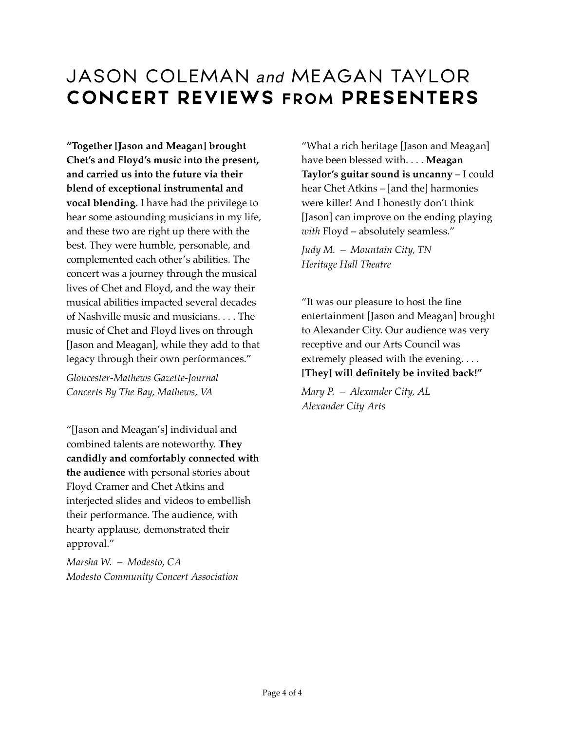# JASON COLEMAN *and* MEAGAN TAYLOR
# CONCERT REVIEWS FROM PRESENTERS

**"Together [Jason and Meagan] brought Chet's and Floyd's music into the present, and carried us into the future via their blend of exceptional instrumental and vocal blending.** I have had the privilege to hear some astounding musicians in my life, and these two are right up there with the best. They were humble, personable, and complemented each other's abilities. The concert was a journey through the musical lives of Chet and Floyd, and the way their musical abilities impacted several decades of Nashville music and musicians. . . . The music of Chet and Floyd lives on through [Jason and Meagan], while they add to that legacy through their own performances."

*Gloucester-Mathews Gazette-Journal*
*Concerts By The Bay, Mathews, VA*

"[Jason and Meagan's] individual and combined talents are noteworthy. **They candidly and comfortably connected with the audience** with personal stories about Floyd Cramer and Chet Atkins and interjected slides and videos to embellish their performance. The audience, with hearty applause, demonstrated their approval."

*Marsha W. – Modesto, CA*
*Modesto Community Concert Association*

"What a rich heritage [Jason and Meagan] have been blessed with. . . . **Meagan Taylor's guitar sound is uncanny** – I could hear Chet Atkins – [and the] harmonies were killer! And I honestly don't think [Jason] can improve on the ending playing *with* Floyd – absolutely seamless."

*Judy M. – Mountain City, TN*
*Heritage Hall Theatre*

"It was our pleasure to host the fine entertainment [Jason and Meagan] brought to Alexander City. Our audience was very receptive and our Arts Council was extremely pleased with the evening. . . . **[They] will definitely be invited back!"**

*Mary P. – Alexander City, AL*
*Alexander City Arts*